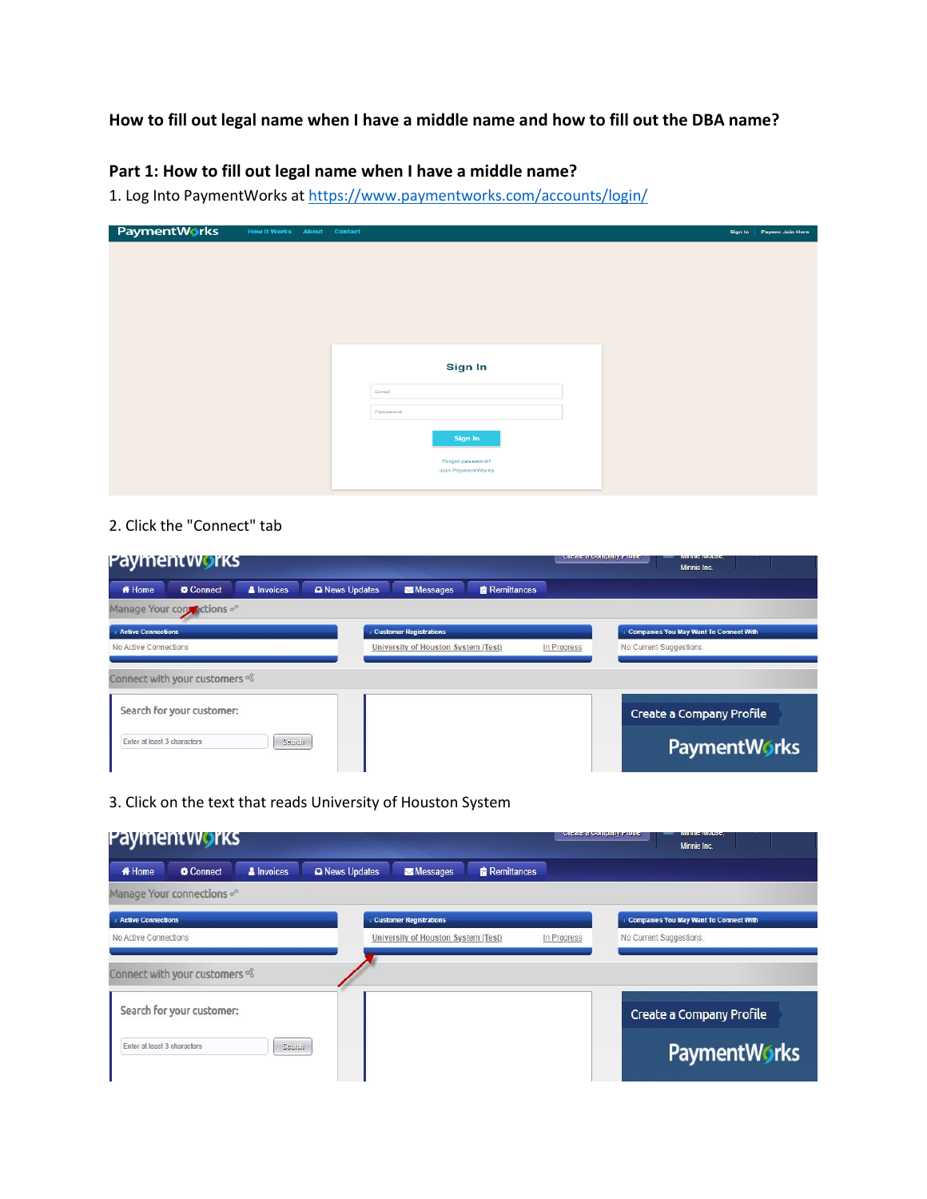# How to fill out legal name when I have a middle name and how to fill out the DBA name?

## Part 1: How to fill out legal name when I have a middle name?

1. Log Into PaymentWorks at https://www.paymentworks.com/accounts/login/

2. Click the "Connect" tab

3. Click on the text that reads University of Houston System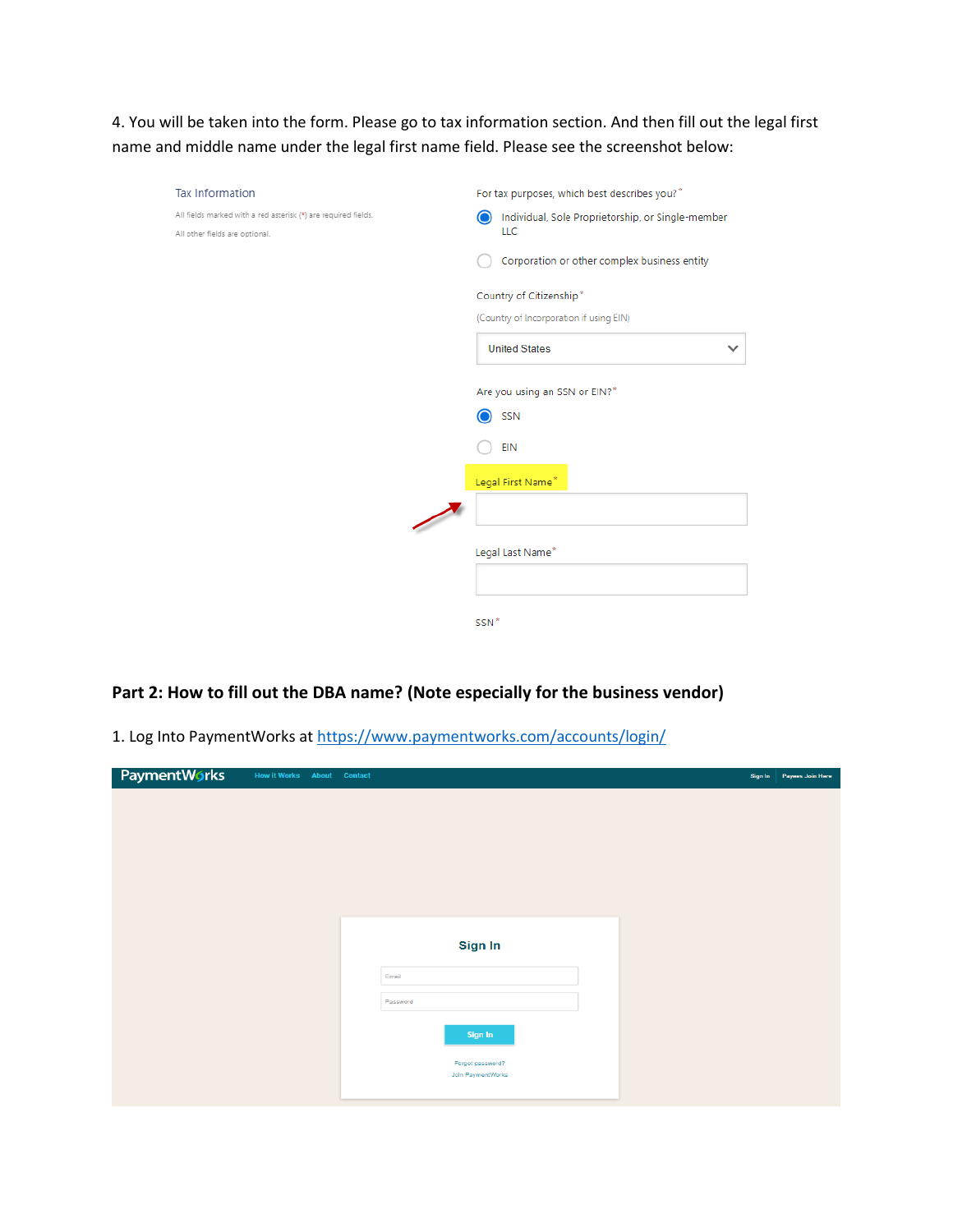4. You will be taken into the form. Please go to tax information section. And then fill out the legal first name and middle name under the legal first name field. Please see the screenshot below:

Tax Information

All fields marked with a red asterisk (*) are required fields.

All other fields are optional.

For tax purposes, which best describes you? *

- Individual, Sole Proprietorship, or Single-member LLC
- Corporation or other complex business entity

Country of Citizenship *

(Country of Incorporation if using EIN)

United States

Are you using an SSN or EIN? *

- SSN
- EIN

Legal First Name *

Legal Last Name *

SSN *

## Part 2: How to fill out the DBA name? (Note especially for the business vendor)

1. Log Into PaymentWorks at https://www.paymentworks.com/accounts/login/

PaymentWorks | How it Works | About | Contact | Sign In | Payees Join Here

Sign In

Email

Password

Sign In

Forgot password?

Join PaymentWorks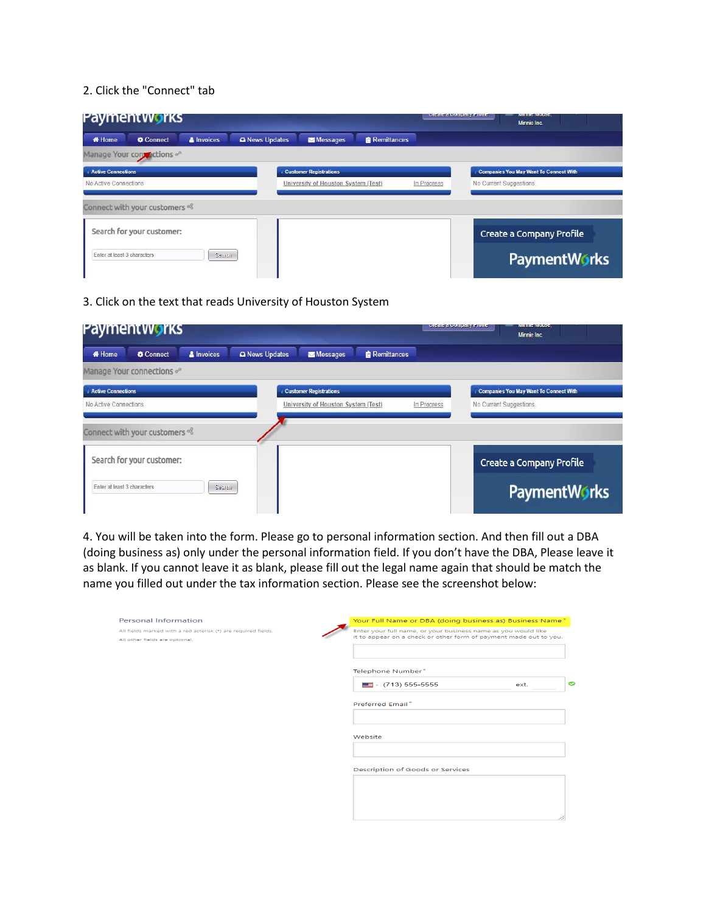2. Click the "Connect" tab

3. Click on the text that reads University of Houston System

4. You will be taken into the form. Please go to personal information section. And then fill out a DBA (doing business as) only under the personal information field. If you don't have the DBA, Please leave it as blank. If you cannot leave it as blank, please fill out the legal name again that should be match the name you filled out under the tax information section. Please see the screenshot below: